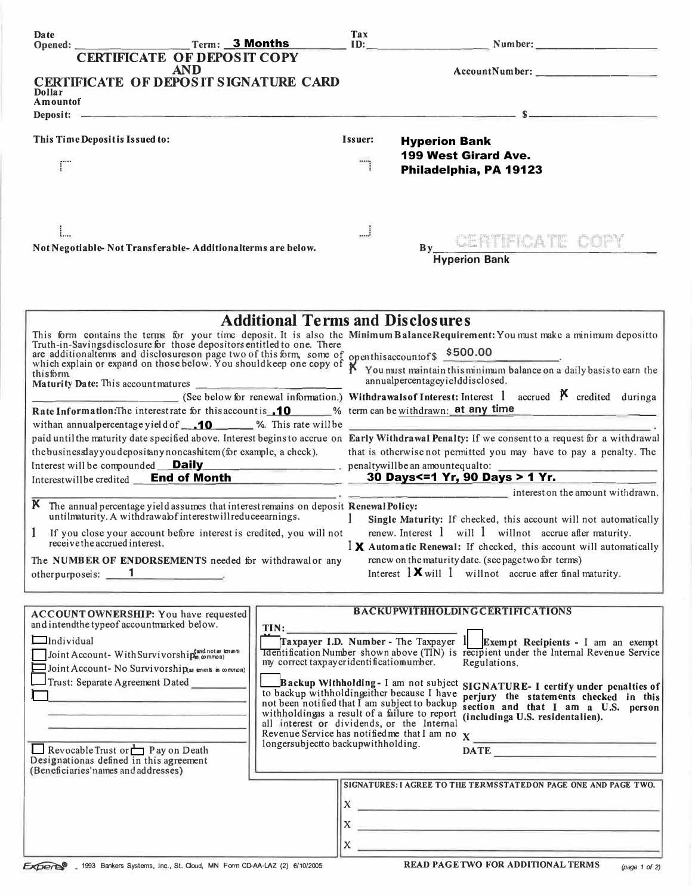Date Opened: ____________ Term: **3 Months** Tax ID: ____________ Number: ____________

## CERTIFICATE OF DEPOSIT COPY AND CERTIFICATE OF DEPOSIT SIGNATURE CARD

AccountNumber: ____________

Dollar Amount of Deposit: ________________________________ $ ____________

This Time Deposit is Issued to:

Issuer: **Hyperion Bank**
**199 West Girard Ave.**
**Philadelphia, PA 19123**

Not Negotiable- Not Transferable- Additional terms are below.

By CERTIFICATE COPY
**Hyperion Bank**

## Additional Terms and Disclosures

This form contains the terms for your time deposit. It is also the Truth-in-Savings disclosure for those depositors entitled to one. There are additional terms and disclosures on page two of this form, some of which explain or expand on those below. You should keep one copy of this form.

**Maturity Date:** This account matures ____________ (See below for renewal information.)

**Rate Information:** The interest rate for this account is **.10** % with an annual percentage yield of **.10** %. This rate will be paid until the maturity date specified above. Interest begins to accrue on the business day you deposit any noncash item (for example, a check).

Interest will be compounded **Daily**.

Interest will be credited **End of Month**.

X The annual percentage yield assumes that interest remains on deposit until maturity. A withdrawal of interest will reduce earnings.

☐ If you close your account before interest is credited, you will not receive the accrued interest.

The **NUMBER OF ENDORSEMENTS** needed for withdrawal or any other purpose is: **1**

**Minimum Balance Requirement:** You must make a minimum deposit to open this account of $ **$500.00**.

X You must maintain this minimum balance on a daily basis to earn the annual percentage yield disclosed.

**Withdrawals of Interest:** Interest ☐ accrued X credited during a term can be withdrawn: **at any time**

**Early Withdrawal Penalty:** If we consent to a request for a withdrawal that is otherwise not permitted you may have to pay a penalty. The penalty will be an amount equal to: **30 Days<=1 Yr, 90 Days > 1 Yr.** interest on the amount withdrawn.

**Renewal Policy:**

☐ **Single Maturity:** If checked, this account will not automatically renew. Interest ☐ will ☐ will not accrue after maturity.

X **Automatic Renewal:** If checked, this account will automatically renew on the maturity date. (see page two for terms) Interest X will ☐ will not accrue after final maturity.

**ACCOUNT OWNERSHIP:** You have requested and intend the type of account marked below.

☐ Individual
☐ Joint Account- With Survivorship (and not as tenants in common)
☐ Joint Account- No Survivorship (as tenants in common)
☐ Trust: Separate Agreement Dated ____________
☐ ____________

☐ Revocable Trust or ☐ Pay on Death Designations as defined in this agreement (Beneficiaries' names and addresses)

**BACKUP WITHHOLDING CERTIFICATIONS**

TIN: ____________

☐ **Taxpayer I.D. Number -** The Taxpayer Identification Number shown above (TIN) is my correct taxpayer identification number.

☐ **Backup Withholding -** I am not subject to backup withholding either because I have not been notified that I am subject to backup withholding as a result of a failure to report all interest or dividends, or the Internal Revenue Service has notified me that I am no longer subject to backup withholding.

☐ **Exempt Recipients -** I am an exempt recipient under the Internal Revenue Service Regulations.

**SIGNATURE- I certify under penalties of perjury the statements checked in this section and that I am a U.S. person (including a U.S. resident alien).**

X ____________

DATE ____________

**SIGNATURES: I AGREE TO THE TERMS STATED ON PAGE ONE AND PAGE TWO.**

X ____________

X ____________

X ____________

ExperE® 1993 Bankers Systems, Inc., St. Cloud, MN Form CD-AA-LAZ (2) 6/10/2005

**READ PAGE TWO FOR ADDITIONAL TERMS**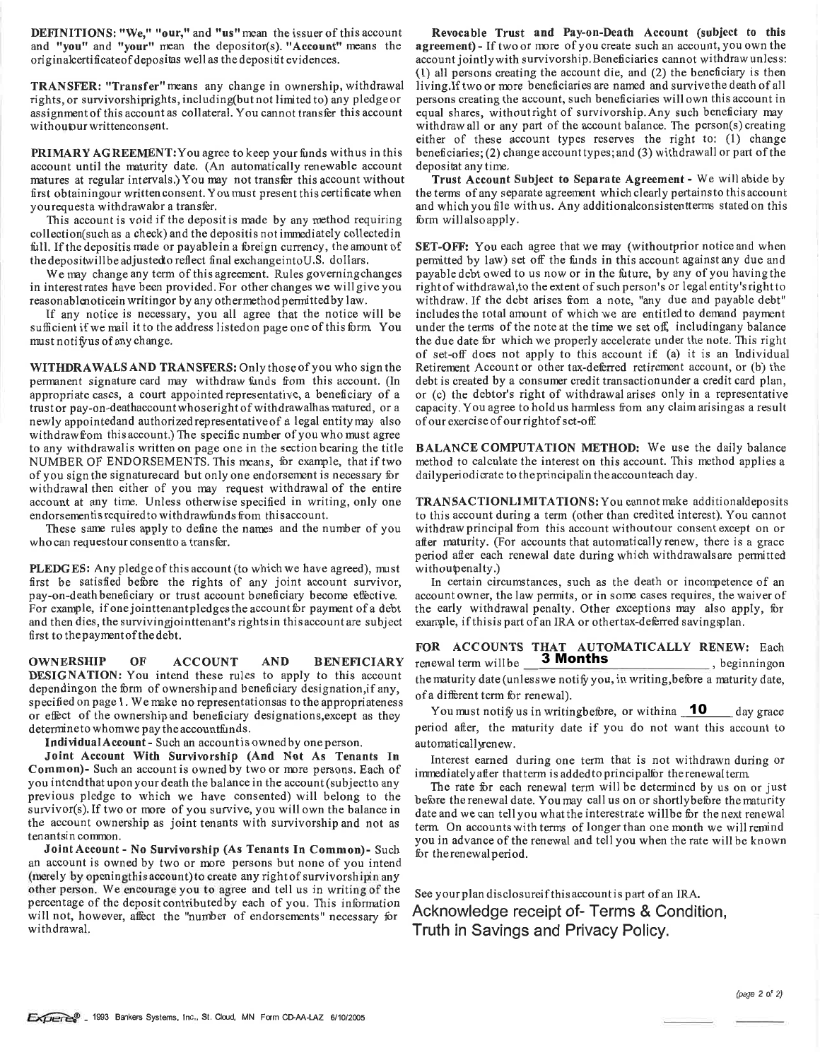**DEFINITIONS:** "We," "our," and "us" mean the issuer of this account and "you" and "your" mean the depositor(s). "Account" means the original certificate of deposit as well as the deposit it evidences.

**TRANSFER:** "Transfer" means any change in ownership, withdrawal rights, or survivorship rights, including (but not limited to) any pledge or assignment of this account as collateral. You cannot transfer this account without our written consent.

**PRIMARY AGREEMENT:** You agree to keep your funds with us in this account until the maturity date. (An automatically renewable account matures at regular intervals.) You may not transfer this account without first obtaining our written consent. You must present this certificate when you request a withdrawal or a transfer.

This account is void if the deposit is made by any method requiring collection (such as a check) and the deposit is not immediately collected in full. If the deposit is made or payable in a foreign currency, the amount of the deposit will be adjusted to reflect final exchange into U.S. dollars.

We may change any term of this agreement. Rules governing changes in interest rates have been provided. For other changes we will give you reasonable notice in writing or by any other method permitted by law.

If any notice is necessary, you all agree that the notice will be sufficient if we mail it to the address listed on page one of this form. You must notify us of any change.

**WITHDRAWALS AND TRANSFERS:** Only those of you who sign the permanent signature card may withdraw funds from this account. (In appropriate cases, a court appointed representative, a beneficiary of a trust or pay-on-death account whose right of withdrawal has matured, or a newly appointed and authorized representative of a legal entity may also withdraw from this account.) The specific number of you who must agree to any withdrawal is written on page one in the section bearing the title NUMBER OF ENDORSEMENTS. This means, for example, that if two of you sign the signature card but only one endorsement is necessary for withdrawal then either of you may request withdrawal of the entire account at any time. Unless otherwise specified in writing, only one endorsement is required to withdraw funds from this account.

These same rules apply to define the names and the number of you who can request our consent to a transfer.

**PLEDGES:** Any pledge of this account (to which we have agreed), must first be satisfied before the rights of any joint account survivor, pay-on-death beneficiary or trust account beneficiary become effective. For example, if one joint tenant pledges the account for payment of a debt and then dies, the surviving joint tenant's rights in this account are subject first to the payment of the debt.

**OWNERSHIP OF ACCOUNT AND BENEFICIARY DESIGNATION:** You intend these rules to apply to this account depending on the form of ownership and beneficiary designation, if any, specified on page 1. We make no representations as to the appropriateness or effect of the ownership and beneficiary designations, except as they determine to whom we pay the account funds.

**Individual Account** - Such an account is owned by one person.

**Joint Account With Survivorship (And Not As Tenants In Common)** - Such an account is owned by two or more persons. Each of you intend that upon your death the balance in the account (subject to any previous pledge to which we have consented) will belong to the survivor(s). If two or more of you survive, you will own the balance in the account ownership as joint tenants with survivorship and not as tenants in common.

**Joint Account - No Survivorship (As Tenants In Common)** - Such an account is owned by two or more persons but none of you intend (merely by opening this account) to create any right of survivorship in any other person. We encourage you to agree and tell us in writing of the percentage of the deposit contributed by each of you. This information will not, however, affect the "number of endorsements" necessary for withdrawal.

**Revocable Trust and Pay-on-Death Account (subject to this agreement)** - If two or more of you create such an account, you own the account jointly with survivorship. Beneficiaries cannot withdraw unless: (1) all persons creating the account die, and (2) the beneficiary is then living. If two or more beneficiaries are named and survive the death of all persons creating the account, such beneficiaries will own this account in equal shares, without right of survivorship. Any such beneficiary may withdraw all or any part of the account balance. The person(s) creating either of these account types reserves the right to: (1) change beneficiaries; (2) change account types; and (3) withdraw all or part of the deposit at any time.

**Trust Account Subject to Separate Agreement** - We will abide by the terms of any separate agreement which clearly pertains to this account and which you file with us. Any additional consistent terms stated on this form will also apply.

**SET-OFF:** You each agree that we may (without prior notice and when permitted by law) set off the funds in this account against any due and payable debt owed to us now or in the future, by any of you having the right of withdrawal, to the extent of such person's or legal entity's right to withdraw. If the debt arises from a note, "any due and payable debt" includes the total amount of which we are entitled to demand payment under the terms of the note at the time we set off, including any balance the due date for which we properly accelerate under the note. This right of set-off does not apply to this account if: (a) it is an Individual Retirement Account or other tax-deferred retirement account, or (b) the debt is created by a consumer credit transaction under a credit card plan, or (c) the debtor's right of withdrawal arises only in a representative capacity. You agree to hold us harmless from any claim arising as a result of our exercise of our right of set-off.

**BALANCE COMPUTATION METHOD:** We use the daily balance method to calculate the interest on this account. This method applies a daily periodic rate to the principal in the account each day.

**TRANSACTION LIMITATIONS:** You cannot make additional deposits to this account during a term (other than credited interest). You cannot withdraw principal from this account without our consent except on or after maturity. (For accounts that automatically renew, there is a grace period after each renewal date during which withdrawals are permitted without penalty.)

In certain circumstances, such as the death or incompetence of an account owner, the law permits, or in some cases requires, the waiver of the early withdrawal penalty. Other exceptions may also apply, for example, if this is part of an IRA or other tax-deferred savings plan.

**FOR ACCOUNTS THAT AUTOMATICALLY RENEW:** Each renewal term will be **3 Months**, beginning on the maturity date (unless we notify you, in writing, before a maturity date, of a different term for renewal).

You must notify us in writing before, or within a **10** day grace period after, the maturity date if you do not want this account to automatically renew.

Interest earned during one term that is not withdrawn during or immediately after that term is added to principal for the renewal term.

The rate for each renewal term will be determined by us on or just before the renewal date. You may call us on or shortly before the maturity date and we can tell you what the interest rate will be for the next renewal term. On accounts with terms of longer than one month we will remind you in advance of the renewal and tell you when the rate will be known for the renewal period.

See your plan disclosure if this account is part of an IRA.

Acknowledge receipt of- Terms & Condition, Truth in Savings and Privacy Policy.

Experte® - 1993 Bankers Systems, Inc., St. Cloud, MN Form CD-AA-LAZ 6/10/2005